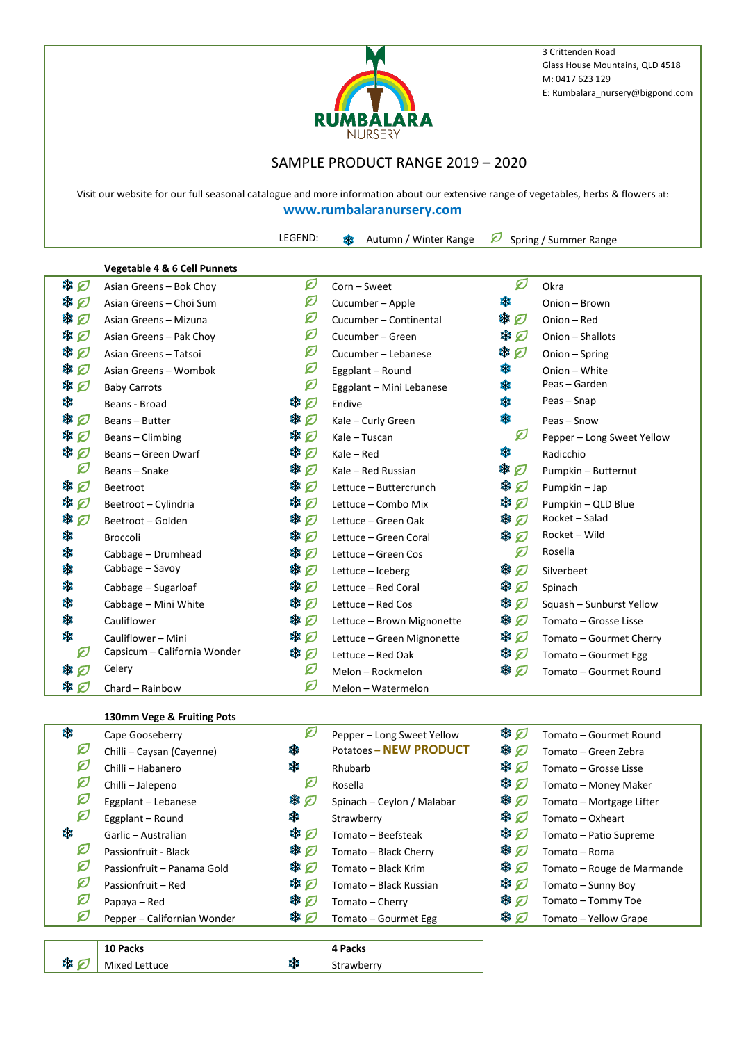3 Crittenden Road
Glass House Mountains, QLD 4518
M: 0417 623 129
E: Rumbalara_nursery@bigpond.com

**RUMBALARA** NURSERY

# SAMPLE PRODUCT RANGE 2019 – 2020

Visit our website for our full seasonal catalogue and more information about our extensive range of vegetables, herbs & flowers at:

**www.rumbalaranursery.com**

LEGEND: ❄ Autumn / Winter Range 🍃 Spring / Summer Range

## Vegetable 4 & 6 Cell Punnets

| Season | Product | Season | Product | Season | Product |
|---|---|---|---|---|---|
| ❄ 🍃 | Asian Greens – Bok Choy | 🍃 | Corn – Sweet | 🍃 | Okra |
| ❄ 🍃 | Asian Greens – Choi Sum | 🍃 | Cucumber – Apple | ❄ | Onion – Brown |
| ❄ 🍃 | Asian Greens – Mizuna | 🍃 | Cucumber – Continental | ❄ 🍃 | Onion – Red |
| ❄ 🍃 | Asian Greens – Pak Choy | 🍃 | Cucumber – Green | ❄ 🍃 | Onion – Shallots |
| ❄ 🍃 | Asian Greens – Tatsoi | 🍃 | Cucumber – Lebanese | ❄ 🍃 | Onion – Spring |
| ❄ 🍃 | Asian Greens – Wombok | 🍃 | Eggplant – Round | ❄ | Onion – White |
| ❄ 🍃 | Baby Carrots | 🍃 | Eggplant – Mini Lebanese | ❄ | Peas – Garden |
| ❄ | Beans - Broad | ❄ 🍃 | Endive | ❄ | Peas – Snap |
| ❄ 🍃 | Beans – Butter | ❄ 🍃 | Kale – Curly Green | ❄ | Peas – Snow |
| ❄ 🍃 | Beans – Climbing | ❄ 🍃 | Kale – Tuscan | 🍃 | Pepper – Long Sweet Yellow |
| ❄ 🍃 | Beans – Green Dwarf | ❄ 🍃 | Kale – Red | ❄ | Radicchio |
| 🍃 | Beans – Snake | ❄ 🍃 | Kale – Red Russian | ❄ 🍃 | Pumpkin – Butternut |
| ❄ 🍃 | Beetroot | ❄ 🍃 | Lettuce – Buttercrunch | ❄ 🍃 | Pumpkin – Jap |
| ❄ 🍃 | Beetroot – Cylindria | ❄ 🍃 | Lettuce – Combo Mix | ❄ 🍃 | Pumpkin – QLD Blue |
| ❄ 🍃 | Beetroot – Golden | ❄ 🍃 | Lettuce – Green Oak | ❄ 🍃 | Rocket – Salad |
| ❄ | Broccoli | ❄ 🍃 | Lettuce – Green Coral | ❄ 🍃 | Rocket – Wild |
| ❄ | Cabbage – Drumhead | ❄ 🍃 | Lettuce – Green Cos | 🍃 | Rosella |
| ❄ | Cabbage – Savoy | ❄ 🍃 | Lettuce – Iceberg | ❄ 🍃 | Silverbeet |
| ❄ | Cabbage – Sugarloaf | ❄ 🍃 | Lettuce – Red Coral | ❄ 🍃 | Spinach |
| ❄ | Cabbage – Mini White | ❄ 🍃 | Lettuce – Red Cos | ❄ 🍃 | Squash – Sunburst Yellow |
| ❄ | Cauliflower | ❄ 🍃 | Lettuce – Brown Mignonette | ❄ 🍃 | Tomato – Grosse Lisse |
| ❄ | Cauliflower – Mini | ❄ 🍃 | Lettuce – Green Mignonette | ❄ 🍃 | Tomato – Gourmet Cherry |
| 🍃 | Capsicum – California Wonder | ❄ 🍃 | Lettuce – Red Oak | ❄ 🍃 | Tomato – Gourmet Egg |
| ❄ 🍃 | Celery | 🍃 | Melon – Rockmelon | ❄ 🍃 | Tomato – Gourmet Round |
| ❄ 🍃 | Chard – Rainbow | 🍃 | Melon – Watermelon | | |

## 130mm Vege & Fruiting Pots

| Season | Product | Season | Product | Season | Product |
|---|---|---|---|---|---|
| ❄ | Cape Gooseberry | 🍃 | Pepper – Long Sweet Yellow | ❄ 🍃 | Tomato – Gourmet Round |
| 🍃 | Chilli – Caysan (Cayenne) | ❄ | Potatoes – **NEW PRODUCT** | ❄ 🍃 | Tomato – Green Zebra |
| 🍃 | Chilli – Habanero | ❄ | Rhubarb | ❄ 🍃 | Tomato – Grosse Lisse |
| 🍃 | Chilli – Jalepeno | 🍃 | Rosella | ❄ 🍃 | Tomato – Money Maker |
| 🍃 | Eggplant – Lebanese | ❄ 🍃 | Spinach – Ceylon / Malabar | ❄ 🍃 | Tomato – Mortgage Lifter |
| 🍃 | Eggplant – Round | ❄ | Strawberry | ❄ 🍃 | Tomato – Oxheart |
| ❄ | Garlic – Australian | ❄ 🍃 | Tomato – Beefsteak | ❄ 🍃 | Tomato – Patio Supreme |
| 🍃 | Passionfruit - Black | ❄ 🍃 | Tomato – Black Cherry | ❄ 🍃 | Tomato – Roma |
| 🍃 | Passionfruit – Panama Gold | ❄ 🍃 | Tomato – Black Krim | ❄ 🍃 | Tomato – Rouge de Marmande |
| 🍃 | Passionfruit – Red | ❄ 🍃 | Tomato – Black Russian | ❄ 🍃 | Tomato – Sunny Boy |
| 🍃 | Papaya – Red | ❄ 🍃 | Tomato – Cherry | ❄ 🍃 | Tomato – Tommy Toe |
| 🍃 | Pepper – Californian Wonder | ❄ 🍃 | Tomato – Gourmet Egg | ❄ 🍃 | Tomato – Yellow Grape |

| Season | 10 Packs | Season | 4 Packs |
|---|---|---|---|
| ❄ 🍃 | Mixed Lettuce | ❄ | Strawberry |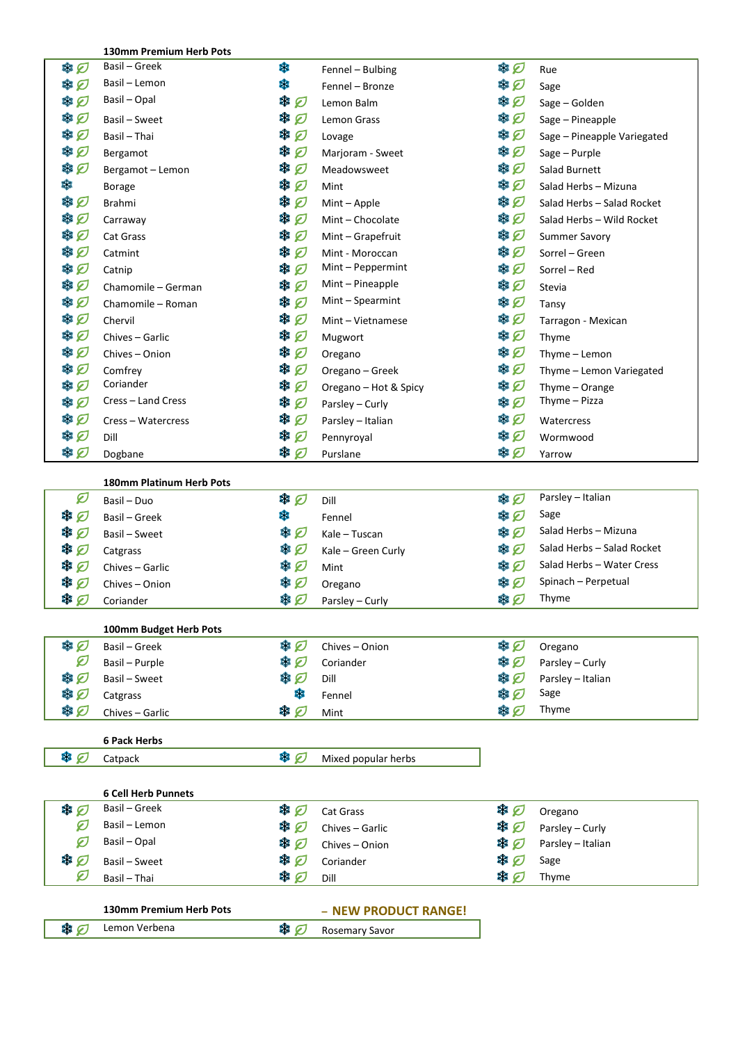### 130mm Premium Herb Pots

| | | | | | |
|---|---|---|---|---|---|
| ❄ 🍃 | Basil – Greek | ❄ | Fennel – Bulbing | ❄ 🍃 | Rue |
| ❄ 🍃 | Basil – Lemon | ❄ | Fennel – Bronze | ❄ 🍃 | Sage |
| ❄ 🍃 | Basil – Opal | ❄ 🍃 | Lemon Balm | ❄ 🍃 | Sage – Golden |
| ❄ 🍃 | Basil – Sweet | ❄ 🍃 | Lemon Grass | ❄ 🍃 | Sage – Pineapple |
| ❄ 🍃 | Basil – Thai | ❄ 🍃 | Lovage | ❄ 🍃 | Sage – Pineapple Variegated |
| ❄ 🍃 | Bergamot | ❄ 🍃 | Marjoram - Sweet | ❄ 🍃 | Sage – Purple |
| ❄ 🍃 | Bergamot – Lemon | ❄ 🍃 | Meadowsweet | ❄ 🍃 | Salad Burnett |
| ❄ | Borage | ❄ 🍃 | Mint | ❄ 🍃 | Salad Herbs – Mizuna |
| ❄ 🍃 | Brahmi | ❄ 🍃 | Mint – Apple | ❄ 🍃 | Salad Herbs – Salad Rocket |
| ❄ 🍃 | Carraway | ❄ 🍃 | Mint – Chocolate | ❄ 🍃 | Salad Herbs – Wild Rocket |
| ❄ 🍃 | Cat Grass | ❄ 🍃 | Mint – Grapefruit | ❄ 🍃 | Summer Savory |
| ❄ 🍃 | Catmint | ❄ 🍃 | Mint - Moroccan | ❄ 🍃 | Sorrel – Green |
| ❄ 🍃 | Catnip | ❄ 🍃 | Mint – Peppermint | ❄ 🍃 | Sorrel – Red |
| ❄ 🍃 | Chamomile – German | ❄ 🍃 | Mint – Pineapple | ❄ 🍃 | Stevia |
| ❄ 🍃 | Chamomile – Roman | ❄ 🍃 | Mint – Spearmint | ❄ 🍃 | Tansy |
| ❄ 🍃 | Chervil | ❄ 🍃 | Mint – Vietnamese | ❄ 🍃 | Tarragon - Mexican |
| ❄ 🍃 | Chives – Garlic | ❄ 🍃 | Mugwort | ❄ 🍃 | Thyme |
| ❄ 🍃 | Chives – Onion | ❄ 🍃 | Oregano | ❄ 🍃 | Thyme – Lemon |
| ❄ 🍃 | Comfrey | ❄ 🍃 | Oregano – Greek | ❄ 🍃 | Thyme – Lemon Variegated |
| ❄ 🍃 | Coriander | ❄ 🍃 | Oregano – Hot & Spicy | ❄ 🍃 | Thyme – Orange |
| ❄ 🍃 | Cress – Land Cress | ❄ 🍃 | Parsley – Curly | ❄ 🍃 | Thyme – Pizza |
| ❄ 🍃 | Cress – Watercress | ❄ 🍃 | Parsley – Italian | ❄ 🍃 | Watercress |
| ❄ 🍃 | Dill | ❄ 🍃 | Pennyroyal | ❄ 🍃 | Wormwood |
| ❄ 🍃 | Dogbane | ❄ 🍃 | Purslane | ❄ 🍃 | Yarrow |

### 180mm Platinum Herb Pots

| | | | | | |
|---|---|---|---|---|---|
| 🍃 | Basil – Duo | ❄ 🍃 | Dill | ❄ 🍃 | Parsley – Italian |
| ❄ 🍃 | Basil – Greek | ❄ | Fennel | ❄ 🍃 | Sage |
| ❄ 🍃 | Basil – Sweet | ❄ 🍃 | Kale – Tuscan | ❄ 🍃 | Salad Herbs – Mizuna |
| ❄ 🍃 | Catgrass | ❄ 🍃 | Kale – Green Curly | ❄ 🍃 | Salad Herbs – Salad Rocket |
| ❄ 🍃 | Chives – Garlic | ❄ 🍃 | Mint | ❄ 🍃 | Salad Herbs – Water Cress |
| ❄ 🍃 | Chives – Onion | ❄ 🍃 | Oregano | ❄ 🍃 | Spinach – Perpetual |
| ❄ 🍃 | Coriander | ❄ 🍃 | Parsley – Curly | ❄ 🍃 | Thyme |

### 100mm Budget Herb Pots

| | | | | | |
|---|---|---|---|---|---|
| ❄ 🍃 | Basil – Greek | ❄ 🍃 | Chives – Onion | ❄ 🍃 | Oregano |
| 🍃 | Basil – Purple | ❄ 🍃 | Coriander | ❄ 🍃 | Parsley – Curly |
| ❄ 🍃 | Basil – Sweet | ❄ 🍃 | Dill | ❄ 🍃 | Parsley – Italian |
| ❄ 🍃 | Catgrass | ❄ | Fennel | ❄ 🍃 | Sage |
| ❄ 🍃 | Chives – Garlic | ❄ 🍃 | Mint | ❄ 🍃 | Thyme |

### 6 Pack Herbs

| | | | |
|---|---|---|---|
| ❄ 🍃 | Catpack | ❄ 🍃 | Mixed popular herbs |

### 6 Cell Herb Punnets

| | | | | | |
|---|---|---|---|---|---|
| ❄ 🍃 | Basil – Greek | ❄ 🍃 | Cat Grass | ❄ 🍃 | Oregano |
| 🍃 | Basil – Lemon | ❄ 🍃 | Chives – Garlic | ❄ 🍃 | Parsley – Curly |
| 🍃 | Basil – Opal | ❄ 🍃 | Chives – Onion | ❄ 🍃 | Parsley – Italian |
| ❄ 🍃 | Basil – Sweet | ❄ 🍃 | Coriander | ❄ 🍃 | Sage |
| 🍃 | Basil – Thai | ❄ 🍃 | Dill | ❄ 🍃 | Thyme |

### 130mm Premium Herb Pots – NEW PRODUCT RANGE!

| | | | |
|---|---|---|---|
| ❄ 🍃 | Lemon Verbena | ❄ 🍃 | Rosemary Savor |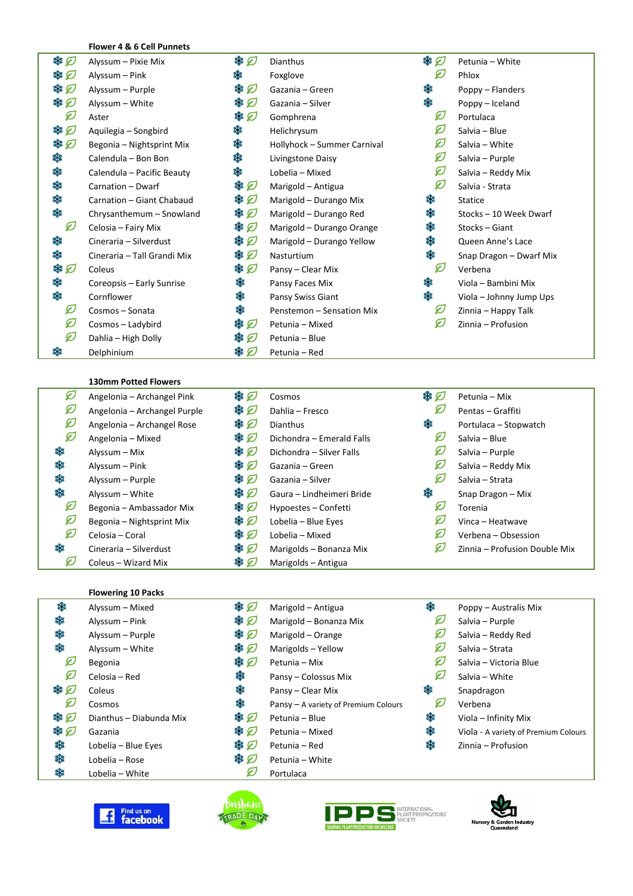**Flower 4 & 6 Cell Punnets**

| | | | | | |
|---|---|---|---|---|---|
| ❄ 🍃 | Alyssum – Pixie Mix | ❄ 🍃 | Dianthus | ❄ 🍃 | Petunia – White |
| ❄ 🍃 | Alyssum – Pink | ❄ | Foxglove | 🍃 | Phlox |
| ❄ 🍃 | Alyssum – Purple | ❄ 🍃 | Gazania – Green | ❄ | Poppy – Flanders |
| ❄ 🍃 | Alyssum – White | ❄ 🍃 | Gazania – Silver | ❄ | Poppy – Iceland |
| 🍃 | Aster | ❄ 🍃 | Gomphrena | 🍃 | Portulaca |
| ❄ 🍃 | Aquilegia – Songbird | ❄ | Helichrysum | 🍃 | Salvia – Blue |
| ❄ 🍃 | Begonia – Nightsprint Mix | ❄ | Hollyhock – Summer Carnival | 🍃 | Salvia – White |
| ❄ | Calendula – Bon Bon | ❄ | Livingstone Daisy | 🍃 | Salvia – Purple |
| ❄ | Calendula – Pacific Beauty | ❄ | Lobelia – Mixed | 🍃 | Salvia – Reddy Mix |
| ❄ | Carnation – Dwarf | ❄ 🍃 | Marigold – Antigua | 🍃 | Salvia - Strata |
| ❄ | Carnation – Giant Chabaud | ❄ 🍃 | Marigold – Durango Mix | ❄ | Statice |
| ❄ | Chrysanthemum – Snowland | ❄ 🍃 | Marigold – Durango Red | ❄ | Stocks – 10 Week Dwarf |
| 🍃 | Celosia – Fairy Mix | ❄ 🍃 | Marigold – Durango Orange | ❄ | Stocks – Giant |
| ❄ | Cineraria – Silverdust | ❄ 🍃 | Marigold – Durango Yellow | ❄ | Queen Anne's Lace |
| ❄ | Cineraria – Tall Grandi Mix | ❄ 🍃 | Nasturtium | ❄ | Snap Dragon – Dwarf Mix |
| ❄ 🍃 | Coleus | ❄ 🍃 | Pansy – Clear Mix | 🍃 | Verbena |
| ❄ | Coreopsis – Early Sunrise | ❄ | Pansy Faces Mix | ❄ | Viola – Bambini Mix |
| ❄ | Cornflower | ❄ | Pansy Swiss Giant | ❄ | Viola – Johnny Jump Ups |
| 🍃 | Cosmos – Sonata | ❄ | Penstemon – Sensation Mix | 🍃 | Zinnia – Happy Talk |
| 🍃 | Cosmos – Ladybird | ❄ 🍃 | Petunia – Mixed | 🍃 | Zinnia – Profusion |
| 🍃 | Dahlia – High Dolly | ❄ 🍃 | Petunia – Blue | | |
| ❄ | Delphinium | ❄ 🍃 | Petunia – Red | | |

**130mm Potted Flowers**

| | | | | | |
|---|---|---|---|---|---|
| 🍃 | Angelonia – Archangel Pink | ❄ 🍃 | Cosmos | ❄ 🍃 | Petunia – Mix |
| 🍃 | Angelonia – Archangel Purple | ❄ 🍃 | Dahlia – Fresco | 🍃 | Pentas – Graffiti |
| 🍃 | Angelonia – Archangel Rose | ❄ 🍃 | Dianthus | ❄ | Portulaca – Stopwatch |
| 🍃 | Angelonia – Mixed | ❄ 🍃 | Dichondra – Emerald Falls | 🍃 | Salvia – Blue |
| ❄ | Alyssum – Mix | ❄ 🍃 | Dichondra – Silver Falls | 🍃 | Salvia – Purple |
| ❄ | Alyssum – Pink | ❄ 🍃 | Gazania – Green | 🍃 | Salvia – Reddy Mix |
| ❄ | Alyssum – Purple | ❄ 🍃 | Gazania – Silver | 🍃 | Salvia – Strata |
| ❄ | Alyssum – White | ❄ 🍃 | Gaura – Lindheimeri Bride | ❄ | Snap Dragon – Mix |
| 🍃 | Begonia – Ambassador Mix | ❄ 🍃 | Hypoestes – Confetti | 🍃 | Torenia |
| 🍃 | Begonia – Nightsprint Mix | ❄ 🍃 | Lobelia – Blue Eyes | 🍃 | Vinca – Heatwave |
| 🍃 | Celosia – Coral | ❄ 🍃 | Lobelia – Mixed | 🍃 | Verbena – Obsession |
| ❄ | Cineraria – Silverdust | ❄ 🍃 | Marigolds – Bonanza Mix | 🍃 | Zinnia – Profusion Double Mix |
| 🍃 | Coleus – Wizard Mix | ❄ 🍃 | Marigolds – Antigua | | |

**Flowering 10 Packs**

| | | | | | |
|---|---|---|---|---|---|
| ❄ | Alyssum – Mixed | ❄ 🍃 | Marigold – Antigua | ❄ | Poppy – Australis Mix |
| ❄ | Alyssum – Pink | ❄ 🍃 | Marigold – Bonanza Mix | 🍃 | Salvia – Purple |
| ❄ | Alyssum – Purple | ❄ 🍃 | Marigold – Orange | 🍃 | Salvia – Reddy Red |
| ❄ | Alyssum – White | ❄ 🍃 | Marigolds – Yellow | 🍃 | Salvia – Strata |
| 🍃 | Begonia | ❄ 🍃 | Petunia – Mix | 🍃 | Salvia – Victoria Blue |
| 🍃 | Celosia – Red | ❄ | Pansy – Colossus Mix | 🍃 | Salvia – White |
| ❄ 🍃 | Coleus | ❄ | Pansy – Clear Mix | ❄ | Snapdragon |
| 🍃 | Cosmos | ❄ | Pansy – A variety of Premium Colours | 🍃 | Verbena |
| ❄ 🍃 | Dianthus – Diabunda Mix | ❄ 🍃 | Petunia – Blue | ❄ | Viola – Infinity Mix |
| ❄ 🍃 | Gazania | ❄ 🍃 | Petunia – Mixed | ❄ | Viola - A variety of Premium Colours |
| ❄ | Lobelia – Blue Eyes | ❄ 🍃 | Petunia – Red | ❄ | Zinnia – Profusion |
| ❄ | Lobelia – Rose | ❄ 🍃 | Petunia – White | | |
| ❄ | Lobelia – White | 🍃 | Portulaca | | |

Find us on facebook

Brisbane TRADE DAY

IPPS INTERNATIONAL PLANT PROPAGATORS' SOCIETY — SHARING PLANT PRODUCTION KNOWLEDGE

Nursery & Garden Industry Queensland